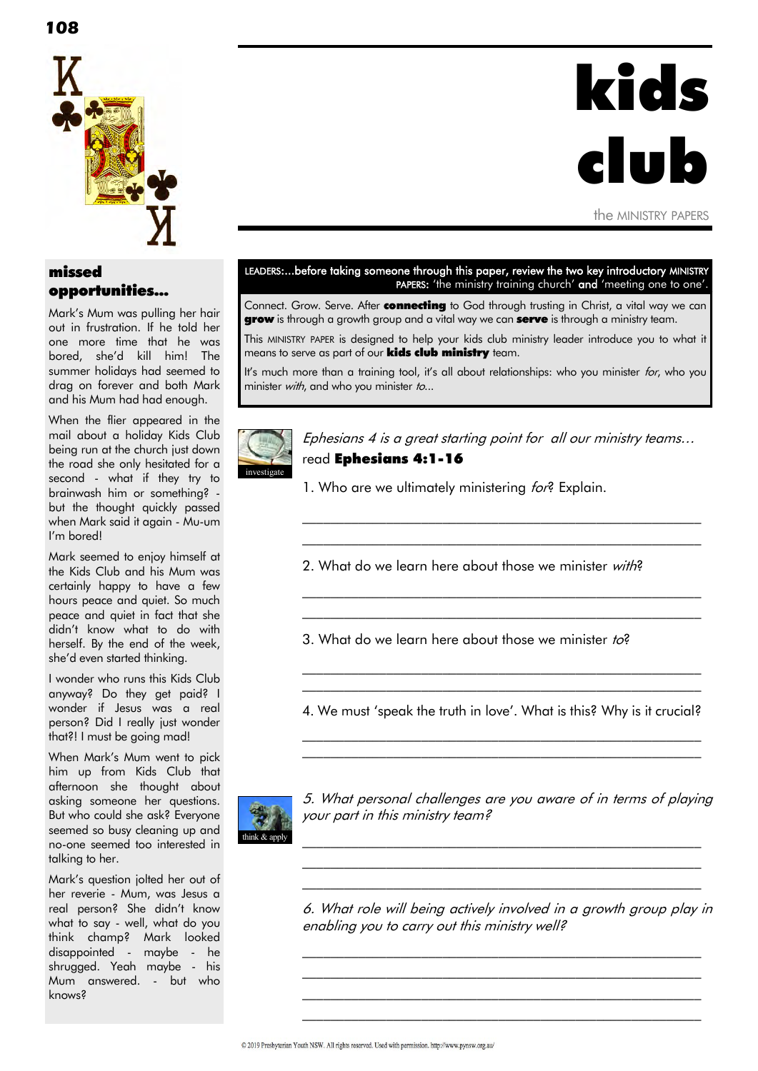# kids club

the MINISTRY PAPERS

**LEADERS:...before taking someone through this paper, review the two key introductory MINISTRY PAPERS: 'the ministry training church' and 'meeting one to one'.**

Connect. Grow. Serve. After **connecting** to God through trusting in Christ, a vital way we can **grow** is through a growth group and a vital way we can **serve** is through a ministry team.

This MINISTRY PAPER is designed to help your kids club ministry leader introduce you to what it means to serve as part of our **kids club ministry** team.

It's much more than a training tool, it's all about relationships: who you minister *for*, who you minister *with*, and who you minister *to*...

## missed opportunities...

Mark's Mum was pulling her hair out in frustration. If he told her one more time that he was bored, she'd kill him! The summer holidays had seemed to drag on forever and both Mark and his Mum had had enough.

When the flier appeared in the mail about a holiday Kids Club being run at the church just down the road she only hesitated for a second - what if they try to brainwash him or something? - but the thought quickly passed when Mark said it again - Mu-um I'm bored!

Mark seemed to enjoy himself at the Kids Club and his Mum was certainly happy to have a few hours peace and quiet. So much peace and quiet in fact that she didn't know what to do with herself. By the end of the week, she'd even started thinking.

I wonder who runs this Kids Club anyway? Do they get paid? I wonder if Jesus was a real person? Did I really just wonder that?! I must be going mad!

When Mark's Mum went to pick him up from Kids Club that afternoon she thought about asking someone her questions. But who could she ask? Everyone seemed so busy cleaning up and no-one seemed too interested in talking to her.

Mark's question jolted her out of her reverie - Mum, was Jesus a real person? She didn't know what to say - well, what do you think champ? Mark looked disappointed - maybe - he shrugged. Yeah maybe - his Mum answered. - but who knows?

investigate

*Ephesians 4 is a great starting point for all our ministry teams...*
read **Ephesians 4:1-16**

1. Who are we ultimately ministering *for*? Explain.

______________________________________________

______________________________________________

2. What do we learn here about those we minister *with*?

______________________________________________

______________________________________________

3. What do we learn here about those we minister *to*?

______________________________________________

______________________________________________

4. We must 'speak the truth in love'. What is this? Why is it crucial?

______________________________________________

______________________________________________

think & apply

*5. What personal challenges are you aware of in terms of playing your part in this ministry team?*

______________________________________________

______________________________________________

______________________________________________

*6. What role will being actively involved in a growth group play in enabling you to carry out this ministry well?*

______________________________________________

______________________________________________

______________________________________________

______________________________________________

© 2019 Presbyterian Youth NSW. All rights reserved. Used with permission. http://www.pynsw.org.au/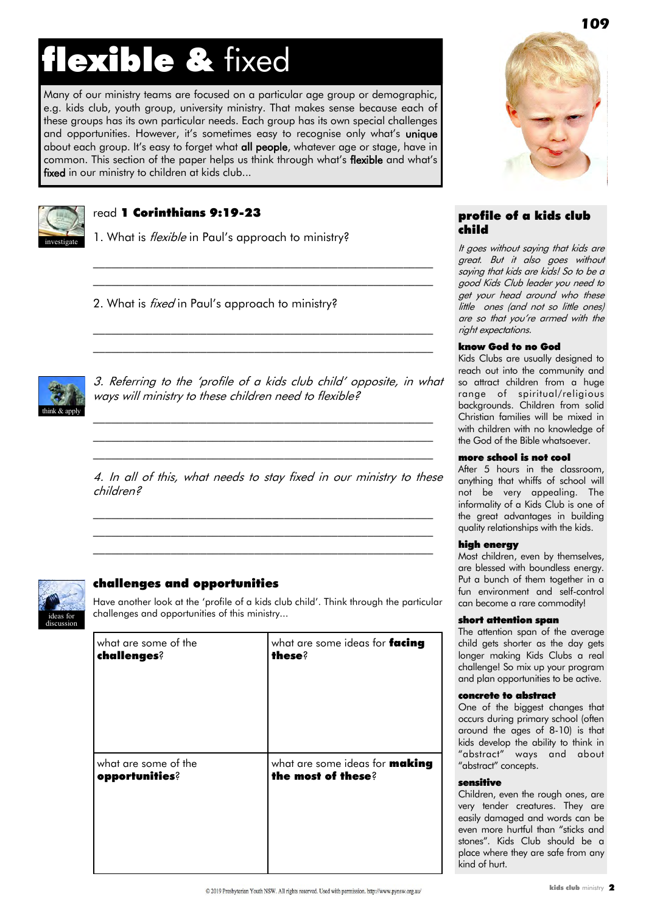# flexible & fixed

Many of our ministry teams are focused on a particular age group or demographic, e.g. kids club, youth group, university ministry. That makes sense because each of these groups has its own particular needs. Each group has its own special challenges and opportunities. However, it's sometimes easy to recognise only what's **unique** about each group. It's easy to forget what **all people**, whatever age or stage, have in common. This section of the paper helps us think through what's **flexible** and what's **fixed** in our ministry to children at kids club...

investigate

read **1 Corinthians 9:19-23**

1. What is *flexible* in Paul's approach to ministry?

______________________________________________________

______________________________________________________

2. What is *fixed* in Paul's approach to ministry?

______________________________________________________

______________________________________________________

think & apply

*3. Referring to the 'profile of a kids club child' opposite, in what ways will ministry to these children need to flexible?*

______________________________________________________

______________________________________________________

______________________________________________________

*4. In all of this, what needs to stay fixed in our ministry to these children?*

______________________________________________________

______________________________________________________

______________________________________________________

ideas for discussion

## challenges and opportunities

Have another look at the 'profile of a kids club child'. Think through the particular challenges and opportunities of this ministry...

| what are some of the **challenges**? | what are some ideas for **facing these**? |
|---|---|
| what are some of the **opportunities**? | what are some ideas for **making the most of these**? |

## profile of a kids club child

*It goes without saying that kids are great. But it also goes without saying that kids are kids! So to be a good Kids Club leader you need to get your head around who these little ones (and not so little ones) are so that you're armed with the right expectations.*

### know God to no God

Kids Clubs are usually designed to reach out into the community and so attract children from a huge range of spiritual/religious backgrounds. Children from solid Christian families will be mixed in with children with no knowledge of the God of the Bible whatsoever.

### more school is not cool

After 5 hours in the classroom, anything that whiffs of school will not be very appealing. The informality of a Kids Club is one of the great advantages in building quality relationships with the kids.

### high energy

Most children, even by themselves, are blessed with boundless energy. Put a bunch of them together in a fun environment and self-control can become a rare commodity!

### short attention span

The attention span of the average child gets shorter as the day gets longer making Kids Clubs a real challenge! So mix up your program and plan opportunities to be active.

### concrete to abstract

One of the biggest changes that occurs during primary school (often around the ages of 8-10) is that kids develop the ability to think in "abstract" ways and about "abstract" concepts.

### sensitive

Children, even the rough ones, are very tender creatures. They are easily damaged and words can be even more hurtful than "sticks and stones". Kids Club should be a place where they are safe from any kind of hurt.

© 2019 Presbyterian Youth NSW. All rights reserved. Used with permission. http://www.pynsw.org.au/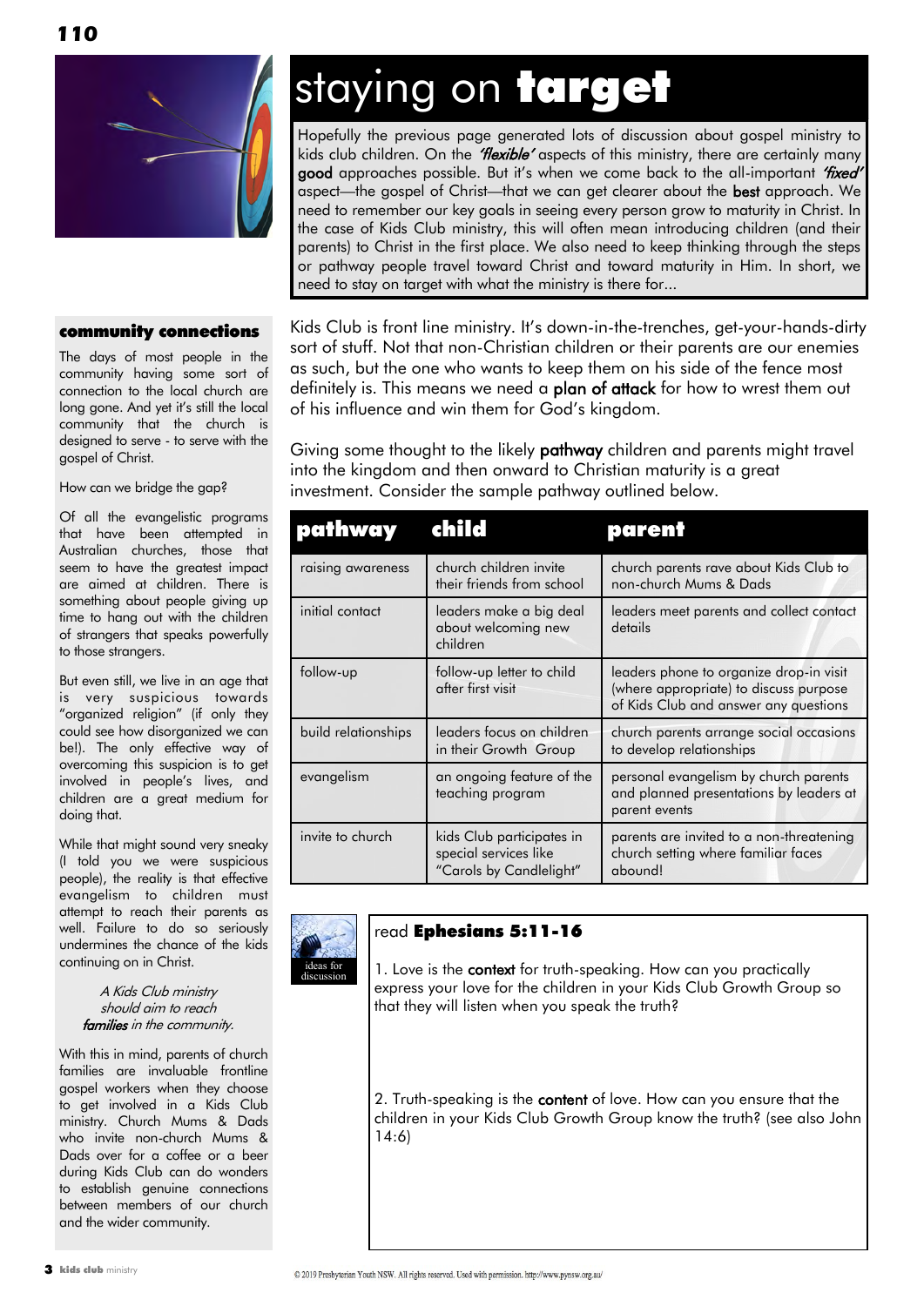# staying on **target**

Hopefully the previous page generated lots of discussion about gospel ministry to kids club children. On the ***'flexible'*** aspects of this ministry, there are certainly many **good** approaches possible. But it's when we come back to the all-important ***'fixed'*** aspect—the gospel of Christ—that we can get clearer about the **best** approach. We need to remember our key goals in seeing every person grow to maturity in Christ. In the case of Kids Club ministry, this will often mean introducing children (and their parents) to Christ in the first place. We also need to keep thinking through the steps or pathway people travel toward Christ and toward maturity in Him. In short, we need to stay on target with what the ministry is there for...

Kids Club is front line ministry. It's down-in-the-trenches, get-your-hands-dirty sort of stuff. Not that non-Christian children or their parents are our enemies as such, but the one who wants to keep them on his side of the fence most definitely is. This means we need a **plan of attack** for how to wrest them out of his influence and win them for God's kingdom.

Giving some thought to the likely **pathway** children and parents might travel into the kingdom and then onward to Christian maturity is a great investment. Consider the sample pathway outlined below.

| pathway | child | parent |
|---|---|---|
| raising awareness | church children invite their friends from school | church parents rave about Kids Club to non-church Mums & Dads |
| initial contact | leaders make a big deal about welcoming new children | leaders meet parents and collect contact details |
| follow-up | follow-up letter to child after first visit | leaders phone to organize drop-in visit (where appropriate) to discuss purpose of Kids Club and answer any questions |
| build relationships | leaders focus on children in their Growth Group | church parents arrange social occasions to develop relationships |
| evangelism | an ongoing feature of the teaching program | personal evangelism by church parents and planned presentations by leaders at parent events |
| invite to church | kids Club participates in special services like "Carols by Candlelight" | parents are invited to a non-threatening church setting where familiar faces abound! |

ideas for discussion

read **Ephesians 5:11-16**

1. Love is the **context** for truth-speaking. How can you practically express your love for the children in your Kids Club Growth Group so that they will listen when you speak the truth?

2. Truth-speaking is the **content** of love. How can you ensure that the children in your Kids Club Growth Group know the truth? (see also John 14:6)

## community connections

The days of most people in the community having some sort of connection to the local church are long gone. And yet it's still the local community that the church is designed to serve - to serve with the gospel of Christ.

How can we bridge the gap?

Of all the evangelistic programs that have been attempted in Australian churches, those that seem to have the greatest impact are aimed at children. There is something about people giving up time to hang out with the children of strangers that speaks powerfully to those strangers.

But even still, we live in an age that is very suspicious towards "organized religion" (if only they could see how disorganized we can be!). The only effective way of overcoming this suspicion is to get involved in people's lives, and children are a great medium for doing that.

While that might sound very sneaky (I told you we were suspicious people), the reality is that effective evangelism to children must attempt to reach their parents as well. Failure to do so seriously undermines the chance of the kids continuing on in Christ.

*A Kids Club ministry should aim to reach **families** in the community.*

With this in mind, parents of church families are invaluable frontline gospel workers when they choose to get involved in a Kids Club ministry. Church Mums & Dads who invite non-church Mums & Dads over for a coffee or a beer during Kids Club can do wonders to establish genuine connections between members of our church and the wider community.

© 2019 Presbyterian Youth NSW. All rights reserved. Used with permission. http://www.pynsw.org.au/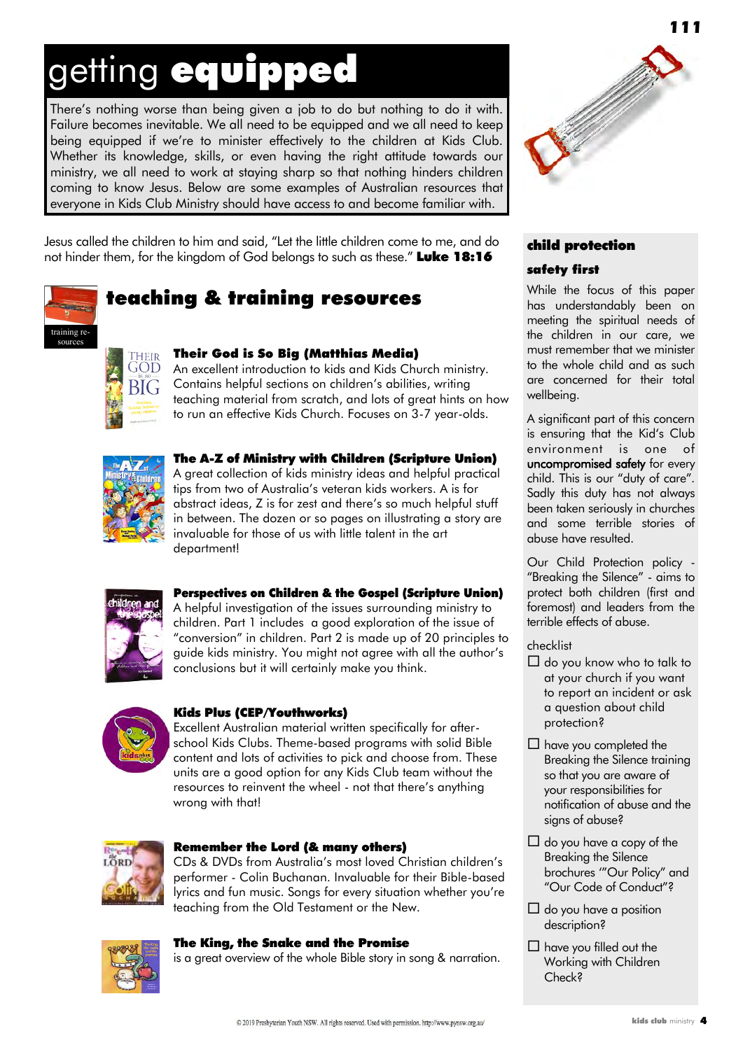# getting **equipped**

There's nothing worse than being given a job to do but nothing to do it with. Failure becomes inevitable. We all need to be equipped and we all need to keep being equipped if we're to minister effectively to the children at Kids Club. Whether its knowledge, skills, or even having the right attitude towards our ministry, we all need to work at staying sharp so that nothing hinders children coming to know Jesus. Below are some examples of Australian resources that everyone in Kids Club Ministry should have access to and become familiar with.

Jesus called the children to him and said, "Let the little children come to me, and do not hinder them, for the kingdom of God belongs to such as these." **Luke 18:16**

## teaching & training resources

training resources

### Their God is So Big (Matthias Media)

An excellent introduction to kids and Kids Church ministry. Contains helpful sections on children's abilities, writing teaching material from scratch, and lots of great hints on how to run an effective Kids Church. Focuses on 3-7 year-olds.

### The A-Z of Ministry with Children (Scripture Union)

A great collection of kids ministry ideas and helpful practical tips from two of Australia's veteran kids workers. A is for abstract ideas, Z is for zest and there's so much helpful stuff in between. The dozen or so pages on illustrating a story are invaluable for those of us with little talent in the art department!

### Perspectives on Children & the Gospel (Scripture Union)

A helpful investigation of the issues surrounding ministry to children. Part 1 includes a good exploration of the issue of "conversion" in children. Part 2 is made up of 20 principles to guide kids ministry. You might not agree with all the author's conclusions but it will certainly make you think.

### Kids Plus (CEP/Youthworks)

Excellent Australian material written specifically for after-school Kids Clubs. Theme-based programs with solid Bible content and lots of activities to pick and choose from. These units are a good option for any Kids Club team without the resources to reinvent the wheel - not that there's anything wrong with that!

### Remember the Lord (& many others)

CDs & DVDs from Australia's most loved Christian children's performer - Colin Buchanan. Invaluable for their Bible-based lyrics and fun music. Songs for every situation whether you're teaching from the Old Testament or the New.

### The King, the Snake and the Promise

is a great overview of the whole Bible story in song & narration.

## child protection

### safety first

While the focus of this paper has understandably been on meeting the spiritual needs of the children in our care, we must remember that we minister to the whole child and as such are concerned for their total wellbeing.

A significant part of this concern is ensuring that the Kid's Club environment is one of uncompromised safety for every child. This is our "duty of care". Sadly this duty has not always been taken seriously in churches and some terrible stories of abuse have resulted.

Our Child Protection policy - "Breaking the Silence" - aims to protect both children (first and foremost) and leaders from the terrible effects of abuse.

checklist

- ☐ do you know who to talk to at your church if you want to report an incident or ask a question about child protection?
- ☐ have you completed the Breaking the Silence training so that you are aware of your responsibilities for notification of abuse and the signs of abuse?
- ☐ do you have a copy of the Breaking the Silence brochures '"Our Policy" and "Our Code of Conduct"?
- ☐ do you have a position description?
- ☐ have you filled out the Working with Children Check?

© 2019 Presbyterian Youth NSW. All rights reserved. Used with permission. http://www.pynsw.org.au/